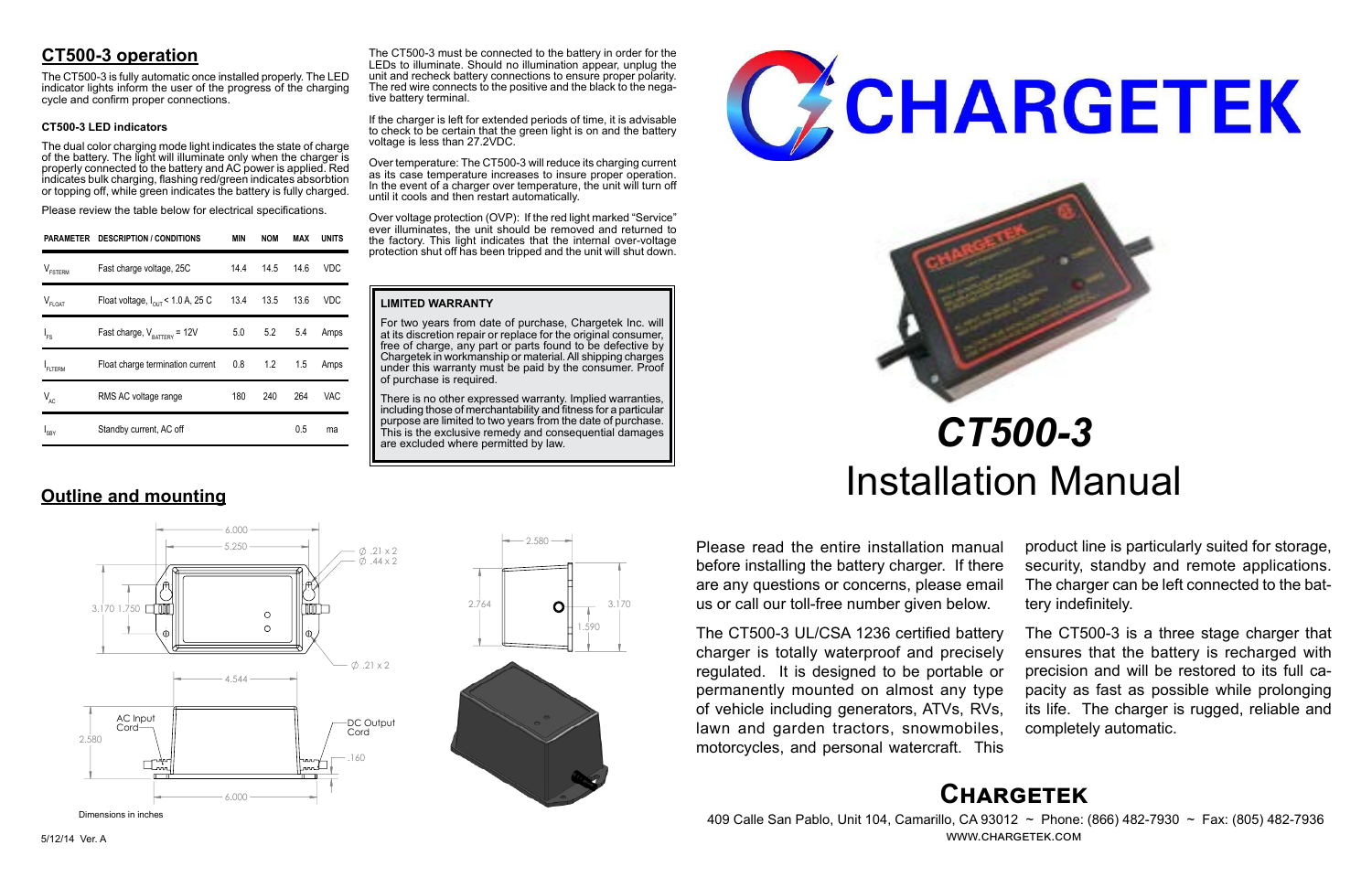## CT500-3 operation

The CT500-3 is fully automatic once installed properly. The LED indicator lights inform the user of the progress of the charging cycle and confirm proper connections.

### CT500-3 LED indicators

The dual color charging mode light indicates the state of charge of the battery. The light will illuminate only when the charger is properly connected to the battery and AC power is applied. Red indicates bulk charging, flashing red/green indicates absorbtion or topping off, while green indicates the battery is fully charged.

Please review the table below for electrical specifications.

| PARAMETER | DESCRIPTION / CONDITIONS | MIN | NOM | MAX | UNITS |
|---|---|---|---|---|---|
| $V_{FSTERM}$ | Fast charge voltage, 25C | 14.4 | 14.5 | 14.6 | VDC |
| $V_{FLOAT}$ | Float voltage, $I_{OUT}$ < 1.0 A, 25 C | 13.4 | 13.5 | 13.6 | VDC |
| $I_{FS}$ | Fast charge, $V_{BATTERY}$ = 12V | 5.0 | 5.2 | 5.4 | Amps |
| $I_{FLTERM}$ | Float charge termination current | 0.8 | 1.2 | 1.5 | Amps |
| $V_{AC}$ | RMS AC voltage range | 180 | 240 | 264 | VAC |
| $I_{SBY}$ | Standby current, AC off | | | 0.5 | ma |

The CT500-3 must be connected to the battery in order for the LEDs to illuminate. Should no illumination appear, unplug the unit and recheck battery connections to ensure proper polarity. The red wire connects to the positive and the black to the negative battery terminal.

If the charger is left for extended periods of time, it is advisable to check to be certain that the green light is on and the battery voltage is less than 27.2VDC.

Over temperature: The CT500-3 will reduce its charging current as its case temperature increases to insure proper operation. In the event of a charger over temperature, the unit will turn off until it cools and then restart automatically.

Over voltage protection (OVP): If the red light marked "Service" ever illuminates, the unit should be removed and returned to the factory. This light indicates that the internal over-voltage protection shut off has been tripped and the unit will shut down.

**LIMITED WARRANTY**

For two years from date of purchase, Chargetek Inc. will at its discretion repair or replace for the original consumer, free of charge, any part or parts found to be defective by Chargetek in workmanship or material. All shipping charges under this warranty must be paid by the consumer. Proof of purchase is required.

There is no other expressed warranty. Implied warranties, including those of merchantability and fitness for a particular purpose are limited to two years from the date of purchase. This is the exclusive remedy and consequential damages are excluded where permitted by law.

## Outline and mounting

6.000
5.250
∅ .21 x 2
∅ .44 x 2
3.170 1.750
∅ .21 x 2
4.544
AC Input Cord
DC Output Cord
2.580
.160
6.000
2.580
2.764
3.170
1.590

Dimensions in inches

5/12/14 Ver. A

# CHARGETEK

# *CT500-3*
# Installation Manual

Please read the entire installation manual before installing the battery charger. If there are any questions or concerns, please email us or call our toll-free number given below.

The CT500-3 UL/CSA 1236 certified battery charger is totally waterproof and precisely regulated. It is designed to be portable or permanently mounted on almost any type of vehicle including generators, ATVs, RVs, lawn and garden tractors, snowmobiles, motorcycles, and personal watercraft. This product line is particularly suited for storage, security, standby and remote applications. The charger can be left connected to the battery indefinitely.

The CT500-3 is a three stage charger that ensures that the battery is recharged with precision and will be restored to its full capacity as fast as possible while prolonging its life. The charger is rugged, reliable and completely automatic.

## Chargetek

409 Calle San Pablo, Unit 104, Camarillo, CA 93012 ~ Phone: (866) 482-7930 ~ Fax: (805) 482-7936
WWW.CHARGETEK.COM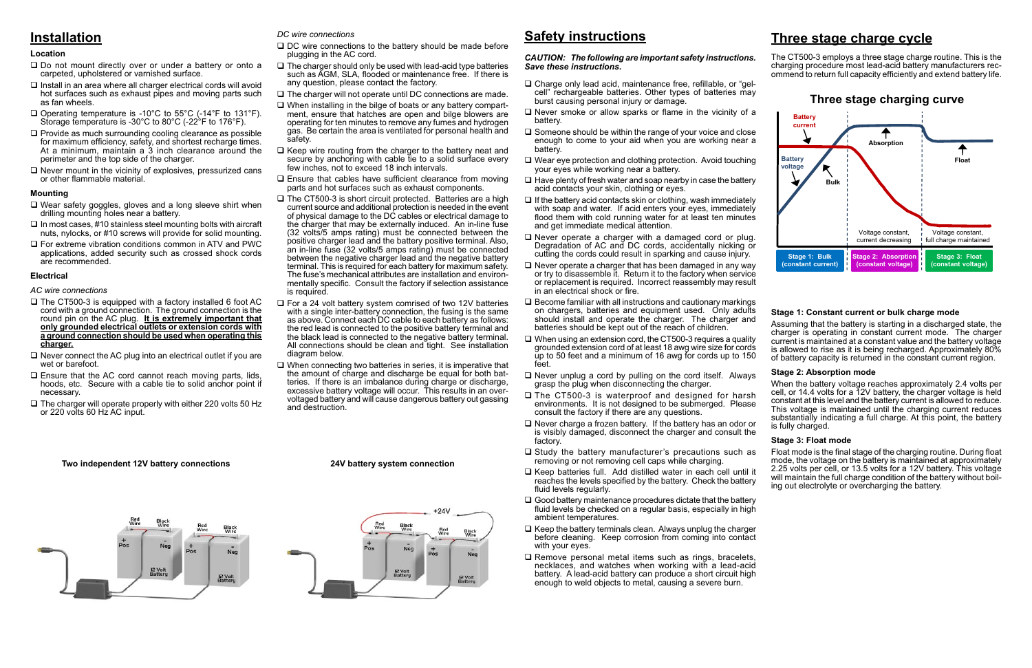## Installation

### Location

- ❑ Do not mount directly over or under a battery or onto a carpeted, upholstered or varnished surface.
- ❑ Install in an area where all charger electrical cords will avoid hot surfaces such as exhaust pipes and moving parts such as fan wheels.
- ❑ Operating temperature is -10°C to 55°C (-14°F to 131°F). Storage temperature is -30°C to 80°C (-22°F to 176°F).
- ❑ Provide as much surrounding cooling clearance as possible for maximum efficiency, safety, and shortest recharge times. At a minimum, maintain a 3 inch clearance around the perimeter and the top side of the charger.
- ❑ Never mount in the vicinity of explosives, pressurized cans or other flammable material.

### Mounting

- ❑ Wear safety goggles, gloves and a long sleeve shirt when drilling mounting holes near a battery.
- ❑ In most cases, #10 stainless steel mounting bolts with aircraft nuts, nylocks, or #10 screws will provide for solid mounting.
- ❑ For extreme vibration conditions common in ATV and PWC applications, added security such as crossed shock cords are recommended.

### Electrical

*AC wire connections*

- ❑ The CT500-3 is equipped with a factory installed 6 foot AC cord with a ground connection. The ground connection is the round pin on the AC plug. **It is extremely important that only grounded electrical outlets or extension cords with a ground connection should be used when operating this charger.**
- ❑ Never connect the AC plug into an electrical outlet if you are wet or barefoot.
- ❑ Ensure that the AC cord cannot reach moving parts, lids, hoods, etc. Secure with a cable tie to solid anchor point if necessary.
- ❑ The charger will operate properly with either 220 volts 50 Hz or 220 volts 60 Hz AC input.

*DC wire connections*

- ❑ DC wire connections to the battery should be made before plugging in the AC cord.
- ❑ The charger should only be used with lead-acid type batteries such as AGM, SLA, flooded or maintenance free. If there is any question, please contact the factory.
- ❑ The charger will not operate until DC connections are made.
- ❑ When installing in the bilge of boats or any battery compartment, ensure that hatches are open and bilge blowers are operating for ten minutes to remove any fumes and hydrogen gas. Be certain the area is ventilated for personal health and safety.
- ❑ Keep wire routing from the charger to the battery neat and secure by anchoring with cable tie to a solid surface every few inches, not to exceed 18 inch intervals.
- ❑ Ensure that cables have sufficient clearance from moving parts and hot surfaces such as exhaust components.
- ❑ The CT500-3 is short circuit protected. Batteries are a high current source and additional protection is needed in the event of physical damage to the DC cables or electrical damage to the charger that may be externally induced. An in-line fuse (32 volts/5 amps rating) must be connected between the positive charger lead and the battery positive terminal. Also, an in-line fuse (32 volts/5 amps rating) must be connected between the negative charger lead and the negative battery terminal. This is required for each battery for maximum safety. The fuse's mechanical attributes are installation and environmentally specific. Consult the factory if selection assistance is required.
- ❑ For a 24 volt battery system comrised of two 12V batteries with a single inter-battery connection, the fusing is the same as above. Connect each DC cable to each battery as follows: the red lead is connected to the positive battery terminal and the black lead is connected to the negative battery terminal. All connections should be clean and tight. See installation diagram below.
- ❑ When connecting two batteries in series, it is imperative that the amount of charge and discharge be equal for both batteries. If there is an imbalance during charge or discharge, excessive battery voltage will occur. This results in an overvoltaged battery and will cause dangerous battery out gassing and destruction.

**Two independent 12V battery connections**

Red Wire
Black Wire
Red Wire
Black Wire
+ Pos
- Neg
12 Volt Battery
+ Pos
- Neg
12 Volt Battery

**24V battery system connection**

+24V
Red Wire
Black Wire
Red Wire
Black Wire
+ Pos
- Neg
12 Volt Battery
+ Pos
- Neg
12 Volt Battery

## Safety instructions

***CAUTION: The following are important safety instructions. Save these instructions.***

- ❑ Charge only lead acid, maintenance free, refillable, or "gel-cell" rechargeable batteries. Other types of batteries may burst causing personal injury or damage.
- ❑ Never smoke or allow sparks or flame in the vicinity of a battery.
- ❑ Someone should be within the range of your voice and close enough to come to your aid when you are working near a battery.
- ❑ Wear eye protection and clothing protection. Avoid touching your eyes while working near a battery.
- ❑ Have plenty of fresh water and soap nearby in case the battery acid contacts your skin, clothing or eyes.
- ❑ If the battery acid contacts skin or clothing, wash immediately with soap and water. If acid enters your eyes, immediately flood them with cold running water for at least ten minutes and get immediate medical attention.
- ❑ Never operate a charger with a damaged cord or plug. Degradation of AC and DC cords, accidentally nicking or cutting the cords could result in sparking and cause injury.
- ❑ Never operate a charger that has been damaged in any way or try to disassemble it. Return it to the factory when service or replacement is required. Incorrect reassembly may result in an electrical shock or fire.
- ❑ Become familiar with all instructions and cautionary markings on chargers, batteries and equipment used. Only adults should install and operate the charger. The charger and batteries should be kept out of the reach of children.
- ❑ When using an extension cord, the CT500-3 requires a quality grounded extension cord of at least 18 awg wire size for cords up to 50 feet and a minimum of 16 awg for cords up to 150 feet.
- ❑ Never unplug a cord by pulling on the cord itself. Always grasp the plug when disconnecting the charger.
- ❑ The CT500-3 is waterproof and designed for harsh environments. It is not designed to be submerged. Please consult the factory if there are any questions.
- ❑ Never charge a frozen battery. If the battery has an odor or is visibly damaged, disconnect the charger and consult the factory.
- ❑ Study the battery manufacturer's precautions such as removing or not removing cell caps while charging.
- ❑ Keep batteries full. Add distilled water in each cell until it reaches the levels specified by the battery. Check the battery fluid levels regularly.
- ❑ Good battery maintenance procedures dictate that the battery fluid levels be checked on a regular basis, especially in high ambient temperatures.
- ❑ Keep the battery terminals clean. Always unplug the charger before cleaning. Keep corrosion from coming into contact with your eyes.
- ❑ Remove personal metal items such as rings, bracelets, necklaces, and watches when working with a lead-acid battery. A lead-acid battery can produce a short circuit high enough to weld objects to metal, causing a severe burn.

## Three stage charge cycle

The CT500-3 employs a three stage charge routine. This is the charging procedure most lead-acid battery manufacturers recommend to return full capacity efficiently and extend battery life.

### Three stage charging curve

Battery current
Battery voltage
Bulk
Absorption
Float
Voltage constant, current decreasing
Voltage constant, full charge maintained
Stage 1: Bulk (constant current)
Stage 2: Absorption (constant voltage)
Stage 3: Float (constant voltage)

### Stage 1: Constant current or bulk charge mode

Assuming that the battery is starting in a discharged state, the charger is operating in constant current mode. The charger current is maintained at a constant value and the battery voltage is allowed to rise as it is being recharged. Approximately 80% of battery capacity is returned in the constant current region.

### Stage 2: Absorption mode

When the battery voltage reaches approximately 2.4 volts per cell, or 14.4 volts for a 12V battery, the charger voltage is held constant at this level and the battery current is allowed to reduce. This voltage is maintained until the charge current reduces substantially indicating a full charge. At this point, the battery is fully charged.

### Stage 3: Float mode

Float mode is the final stage of the charging routine. During float mode, the voltage on the battery is maintained at approximately 2.25 volts per cell, or 13.5 volts for a 12V battery. This voltage will maintain the full charge condition of the battery without boiling out electrolyte or overcharging the battery.